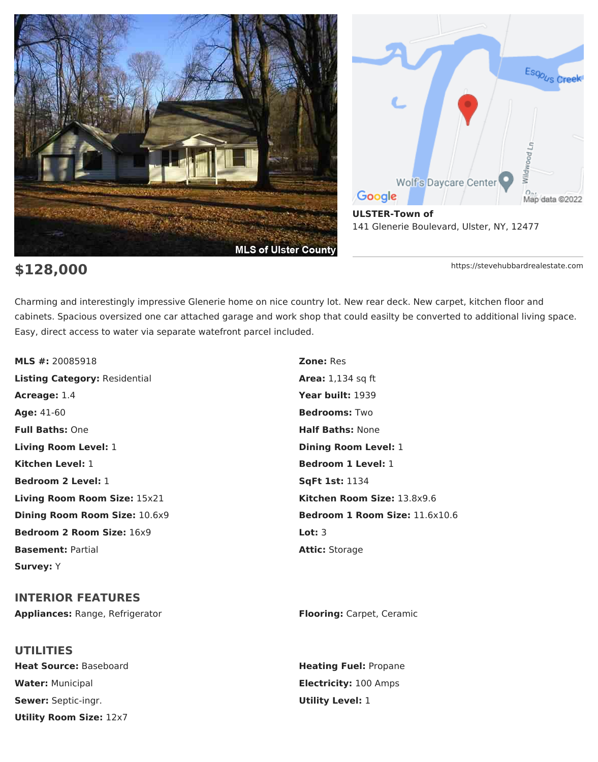**ULSTER-Town of**
141 Glenerie Boulevard, Ulster, NY, 12477

https://stevehubbardrealestate.com

## $128,000

Charming and interestingly impressive Glenerie home on nice country lot. New rear deck. New carpet, kitchen floor and cabinets. Spacious oversized one car attached garage and work shop that could easilty be converted to additional living space. Easy, direct access to water via separate watefront parcel included.

**MLS #:** 20085918
**Zone:** Res
**Listing Category:** Residential
**Area:** 1,134 sq ft
**Acreage:** 1.4
**Year built:** 1939
**Age:** 41-60
**Bedrooms:** Two
**Full Baths:** One
**Half Baths:** None
**Living Room Level:** 1
**Dining Room Level:** 1
**Kitchen Level:** 1
**Bedroom 1 Level:** 1
**Bedroom 2 Level:** 1
**SqFt 1st:** 1134
**Living Room Room Size:** 15x21
**Kitchen Room Size:** 13.8x9.6
**Dining Room Room Size:** 10.6x9
**Bedroom 1 Room Size:** 11.6x10.6
**Bedroom 2 Room Size:** 16x9
**Lot:** 3
**Basement:** Partial
**Attic:** Storage
**Survey:** Y

### INTERIOR FEATURES

**Appliances:** Range, Refrigerator
**Flooring:** Carpet, Ceramic

### UTILITIES

**Heat Source:** Baseboard
**Heating Fuel:** Propane
**Water:** Municipal
**Electricity:** 100 Amps
**Sewer:** Septic-ingr.
**Utility Level:** 1
**Utility Room Size:** 12x7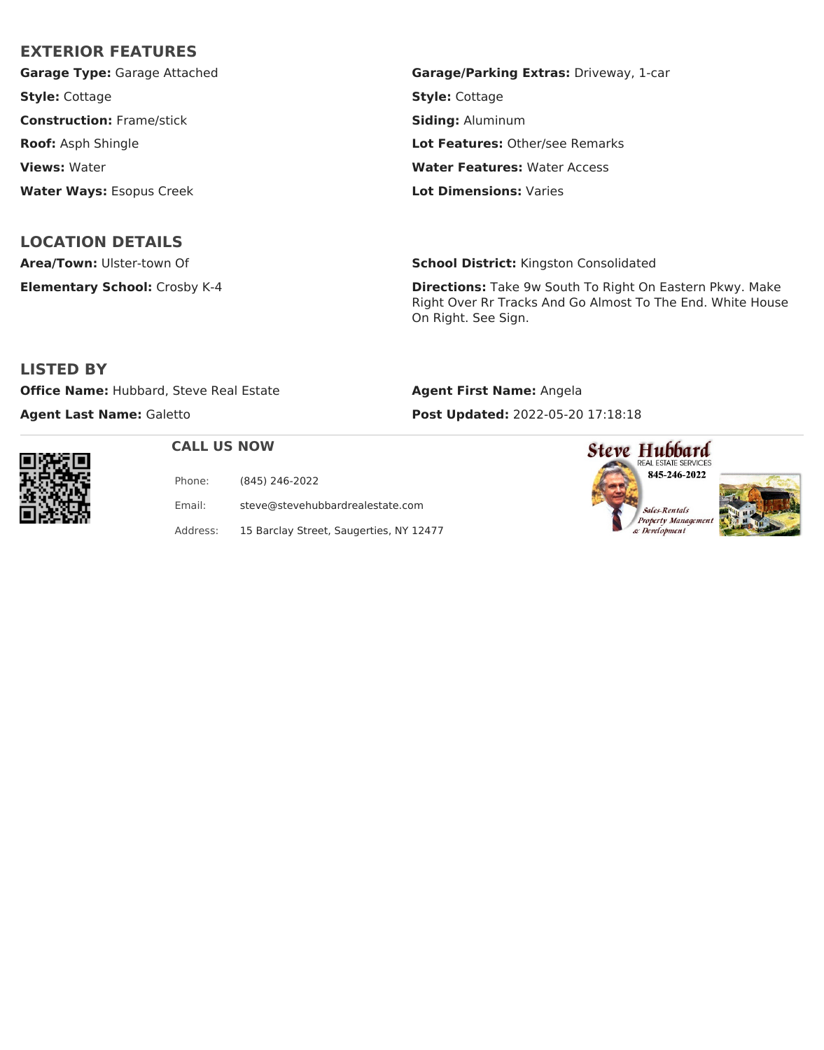## EXTERIOR FEATURES

**Garage Type:** Garage Attached

**Garage/Parking Extras:** Driveway, 1-car

**Style:** Cottage

**Style:** Cottage

**Construction:** Frame/stick

**Siding:** Aluminum

**Roof:** Asph Shingle

**Lot Features:** Other/see Remarks

**Views:** Water

**Water Features:** Water Access

**Water Ways:** Esopus Creek

**Lot Dimensions:** Varies

## LOCATION DETAILS

**Area/Town:** Ulster-town Of

**School District:** Kingston Consolidated

**Elementary School:** Crosby K-4

**Directions:** Take 9w South To Right On Eastern Pkwy. Make Right Over Rr Tracks And Go Almost To The End. White House On Right. See Sign.

## LISTED BY

**Office Name:** Hubbard, Steve Real Estate

**Agent First Name:** Angela

**Agent Last Name:** Galetto

**Post Updated:** 2022-05-20 17:18:18

### CALL US NOW

| | |
|---|---|
| Phone: | (845) 246-2022 |
| Email: | steve@stevehubbardrealestate.com |
| Address: | 15 Barclay Street, Saugerties, NY 12477 |

Steve Hubbard
REAL ESTATE SERVICES
845-246-2022
Sales-Rentals
Property Management
& Development